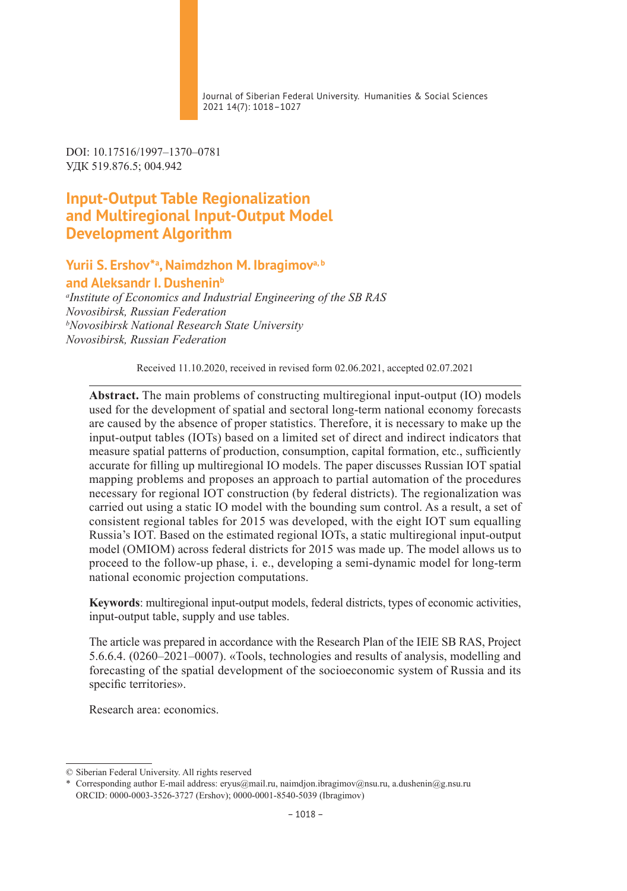DOI: 10.17516/1997–1370–0781
УДК 519.876.5; 004.942

# Input-Output Table Regionalization and Multiregional Input-Output Model Development Algorithm

**Yurii S. Ershov*[a], Naimdzhon M. Ibragimov[a, b] and Aleksandr I. Dushenin[b]**

*[a]Institute of Economics and Industrial Engineering of the SB RAS Novosibirsk, Russian Federation*
*[b]Novosibirsk National Research State University Novosibirsk, Russian Federation*

Received 11.10.2020, received in revised form 02.06.2021, accepted 02.07.2021

**Abstract.** The main problems of constructing multiregional input-output (IO) models used for the development of spatial and sectoral long-term national economy forecasts are caused by the absence of proper statistics. Therefore, it is necessary to make up the input-output tables (IOTs) based on a limited set of direct and indirect indicators that measure spatial patterns of production, consumption, capital formation, etc., sufficiently accurate for filling up multiregional IO models. The paper discusses Russian IOT spatial mapping problems and proposes an approach to partial automation of the procedures necessary for regional IOT construction (by federal districts). The regionalization was carried out using a static IO model with the bounding sum control. As a result, a set of consistent regional tables for 2015 was developed, with the eight IOT sum equalling Russia's IOT. Based on the estimated regional IOTs, a static multiregional input-output model (OMIOM) across federal districts for 2015 was made up. The model allows us to proceed to the follow-up phase, i. e., developing a semi-dynamic model for long-term national economic projection computations.

**Keywords**: multiregional input-output models, federal districts, types of economic activities, input-output table, supply and use tables.

The article was prepared in accordance with the Research Plan of the IEIE SB RAS, Project 5.6.6.4. (0260–2021–0007). «Tools, technologies and results of analysis, modelling and forecasting of the spatial development of the socioeconomic system of Russia and its specific territories».

Research area: economics.

---

© Siberian Federal University. All rights reserved
* Corresponding author E-mail address: eryus@mail.ru, naimdjon.ibragimov@nsu.ru, a.dushenin@g.nsu.ru
ORCID: 0000-0003-3526-3727 (Ershov); 0000-0001-8540-5039 (Ibragimov)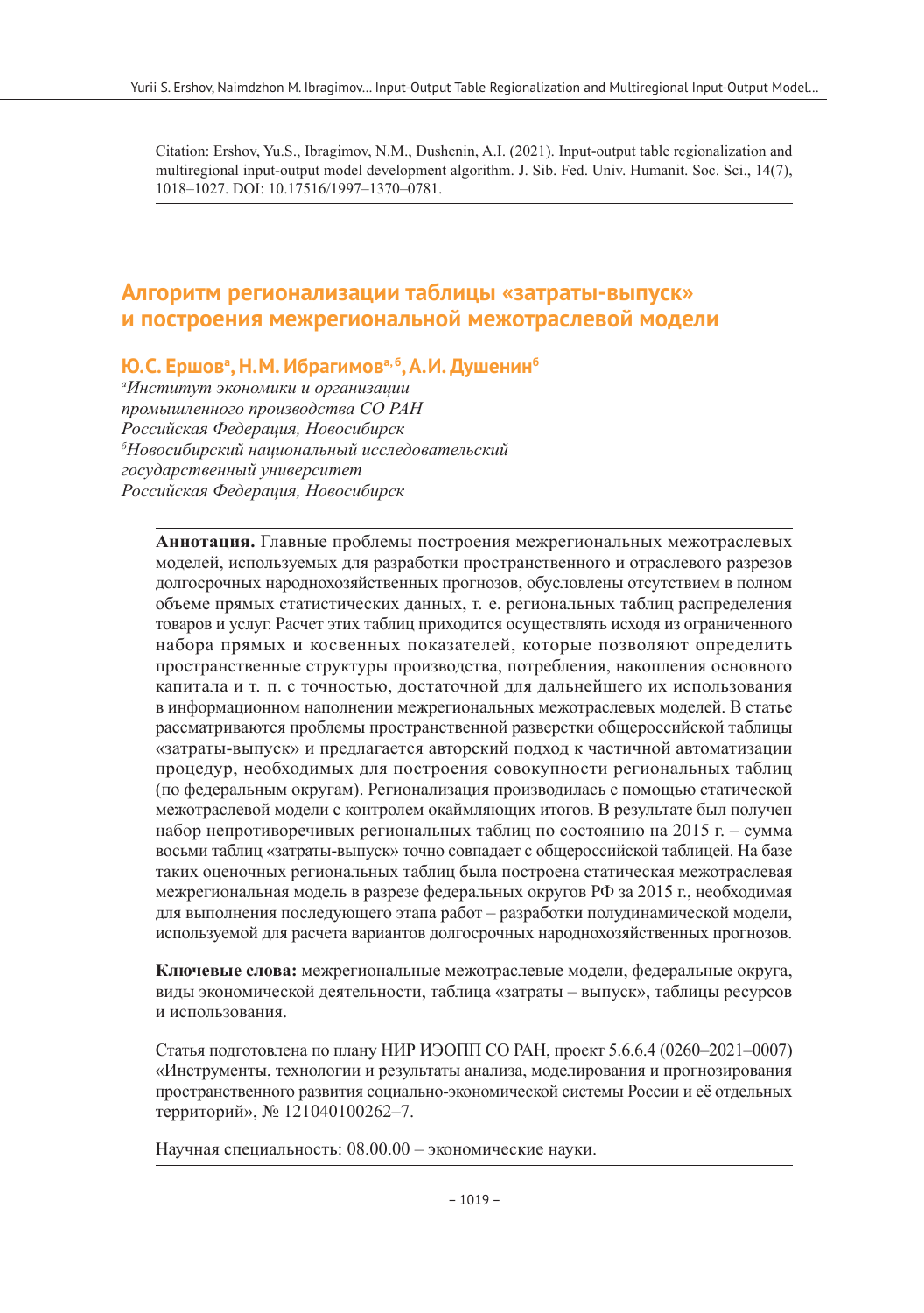Citation: Ershov, Yu.S., Ibragimov, N.M., Dushenin, A.I. (2021). Input-output table regionalization and multiregional input-output model development algorithm. J. Sib. Fed. Univ. Humanit. Soc. Sci., 14(7), 1018–1027. DOI: 10.17516/1997–1370–0781.

# Алгоритм регионализации таблицы «затраты-выпуск» и построения межрегиональной межотраслевой модели

## Ю.С. Ершов[а], Н.М. Ибрагимов[а, б], А.И. Душенин[б]

*[а]Институт экономики и организации промышленного производства СО РАН Российская Федерация, Новосибирск*
*[б]Новосибирский национальный исследовательский государственный университет Российская Федерация, Новосибирск*

**Аннотация.** Главные проблемы построения межрегиональных межотраслевых моделей, используемых для разработки пространственного и отраслевого разрезов долгосрочных народнохозяйственных прогнозов, обусловлены отсутствием в полном объеме прямых статистических данных, т. е. региональных таблиц распределения товаров и услуг. Расчет этих таблиц приходится осуществлять исходя из ограниченного набора прямых и косвенных показателей, которые позволяют определить пространственные структуры производства, потребления, накопления основного капитала и т. п. с точностью, достаточной для дальнейшего их использования в информационном наполнении межрегиональных межотраслевых моделей. В статье рассматриваются проблемы пространственной разверстки общероссийской таблицы «затраты-выпуск» и предлагается авторский подход к частичной автоматизации процедур, необходимых для построения совокупности региональных таблиц (по федеральным округам). Регионализация производилась с помощью статической межотраслевой модели с контролем окаймляющих итогов. В результате был получен набор непротиворечивых региональных таблиц по состоянию на 2015 г. – сумма восьми таблиц «затраты-выпуск» точно совпадает с общероссийской таблицей. На базе таких оценочных региональных таблиц была построена статическая межотраслевая межрегиональная модель в разрезе федеральных округов РФ за 2015 г., необходимая для выполнения последующего этапа работ – разработки полудинамической модели, используемой для расчета вариантов долгосрочных народнохозяйственных прогнозов.

**Ключевые слова:** межрегиональные межотраслевые модели, федеральные округа, виды экономической деятельности, таблица «затраты – выпуск», таблицы ресурсов и использования.

Статья подготовлена по плану НИР ИЭОПП СО РАН, проект 5.6.6.4 (0260–2021–0007) «Инструменты, технологии и результаты анализа, моделирования и прогнозирования пространственного развития социально-экономической системы России и её отдельных территорий», № 121040100262–7.

Научная специальность: 08.00.00 – экономические науки.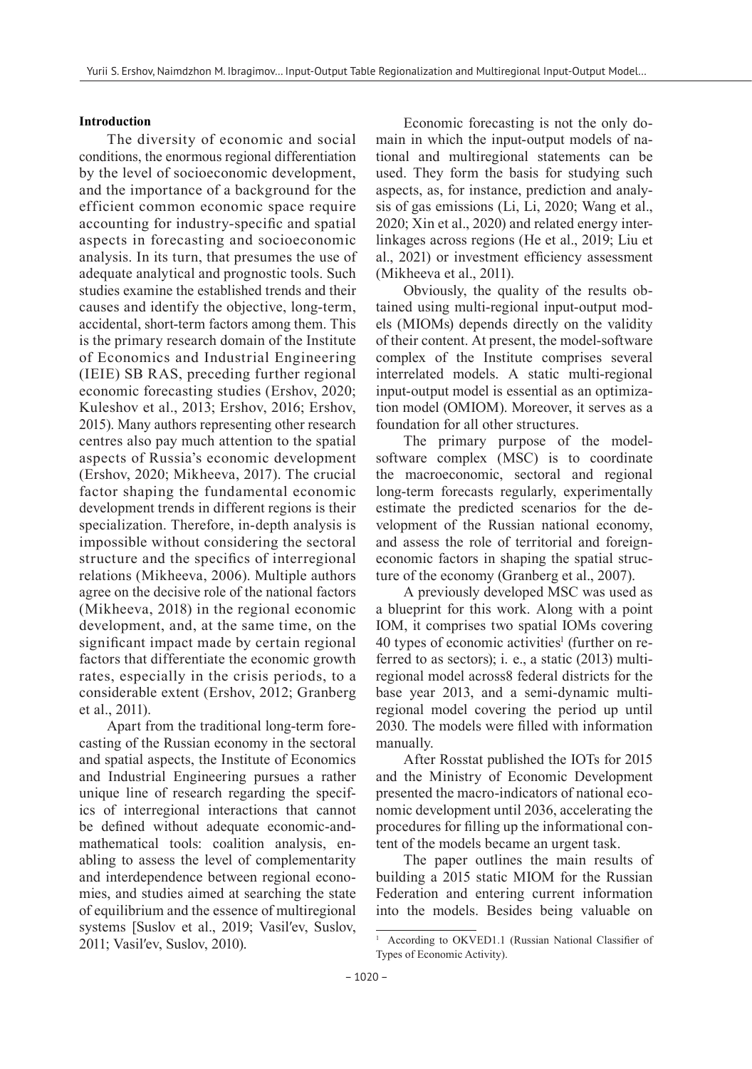## Introduction

The diversity of economic and social conditions, the enormous regional differentiation by the level of socioeconomic development, and the importance of a background for the efficient common economic space require accounting for industry-specific and spatial aspects in forecasting and socioeconomic analysis. In its turn, that presumes the use of adequate analytical and prognostic tools. Such studies examine the established trends and their causes and identify the objective, long-term, accidental, short-term factors among them. This is the primary research domain of the Institute of Economics and Industrial Engineering (IEIE) SB RAS, preceding further regional economic forecasting studies (Ershov, 2020; Kuleshov et al., 2013; Ershov, 2016; Ershov, 2015). Many authors representing other research centres also pay much attention to the spatial aspects of Russia's economic development (Ershov, 2020; Mikheeva, 2017). The crucial factor shaping the fundamental economic development trends in different regions is their specialization. Therefore, in-depth analysis is impossible without considering the sectoral structure and the specifics of interregional relations (Mikheeva, 2006). Multiple authors agree on the decisive role of the national factors (Mikheeva, 2018) in the regional economic development, and, at the same time, on the significant impact made by certain regional factors that differentiate the economic growth rates, especially in the crisis periods, to a considerable extent (Ershov, 2012; Granberg et al., 2011).

Apart from the traditional long-term forecasting of the Russian economy in the sectoral and spatial aspects, the Institute of Economics and Industrial Engineering pursues a rather unique line of research regarding the specifics of interregional interactions that cannot be defined without adequate economic-and-mathematical tools: coalition analysis, enabling to assess the level of complementarity and interdependence between regional economies, and studies aimed at searching the state of equilibrium and the essence of multiregional systems [Suslov et al., 2019; Vasil′ev, Suslov, 2011; Vasil′ev, Suslov, 2010).

Economic forecasting is not the only domain in which the input-output models of national and multiregional statements can be used. They form the basis for studying such aspects, as, for instance, prediction and analysis of gas emissions (Li, Li, 2020; Wang et al., 2020; Xin et al., 2020) and related energy interlinkages across regions (He et al., 2019; Liu et al., 2021) or investment efficiency assessment (Mikheeva et al., 2011).

Obviously, the quality of the results obtained using multi-regional input-output models (MIOMs) depends directly on the validity of their content. At present, the model-software complex of the Institute comprises several interrelated models. A static multi-regional input-output model is essential as an optimization model (OMIOM). Moreover, it serves as a foundation for all other structures.

The primary purpose of the model-software complex (MSC) is to coordinate the macroeconomic, sectoral and regional long-term forecasts regularly, experimentally estimate the predicted scenarios for the development of the Russian national economy, and assess the role of territorial and foreign-economic factors in shaping the spatial structure of the economy (Granberg et al., 2007).

A previously developed MSC was used as a blueprint for this work. Along with a point IOM, it comprises two spatial IOMs covering 40 types of economic activities[1] (further on referred to as sectors); i. e., a static (2013) multi-regional model across8 federal districts for the base year 2013, and a semi-dynamic multi-regional model covering the period up until 2030. The models were filled with information manually.

After Rosstat published the IOTs for 2015 and the Ministry of Economic Development presented the macro-indicators of national economic development until 2036, accelerating the procedures for filling up the informational content of the models became an urgent task.

The paper outlines the main results of building a 2015 static MIOM for the Russian Federation and entering current information into the models. Besides being valuable on

[1] According to OKVED1.1 (Russian National Classifier of Types of Economic Activity).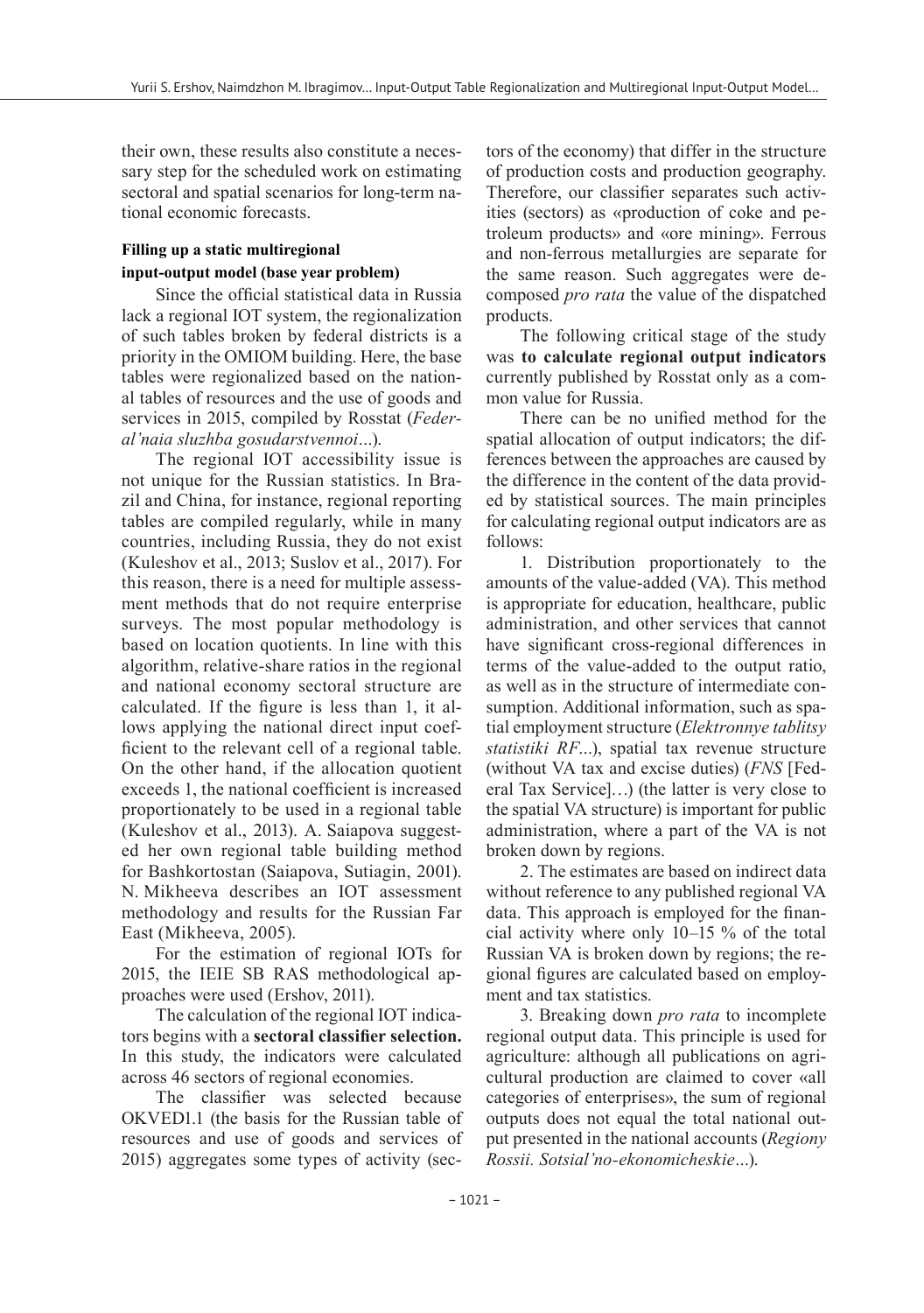their own, these results also constitute a necessary step for the scheduled work on estimating sectoral and spatial scenarios for long-term national economic forecasts.

#### Filling up a static multiregional input-output model (base year problem)

Since the official statistical data in Russia lack a regional IOT system, the regionalization of such tables broken by federal districts is a priority in the OMIOM building. Here, the base tables were regionalized based on the national tables of resources and the use of goods and services in 2015, compiled by Rosstat (*Federal'naia sluzhba gosudarstvennoi*...).

The regional IOT accessibility issue is not unique for the Russian statistics. In Brazil and China, for instance, regional reporting tables are compiled regularly, while in many countries, including Russia, they do not exist (Kuleshov et al., 2013; Suslov et al., 2017). For this reason, there is a need for multiple assessment methods that do not require enterprise surveys. The most popular methodology is based on location quotients. In line with this algorithm, relative-share ratios in the regional and national economy sectoral structure are calculated. If the figure is less than 1, it allows applying the national direct input coefficient to the relevant cell of a regional table. On the other hand, if the allocation quotient exceeds 1, the national coefficient is increased proportionately to be used in a regional table (Kuleshov et al., 2013). A. Saiapova suggested her own regional table building method for Bashkortostan (Saiapova, Sutiagin, 2001). N. Mikheeva describes an IOT assessment methodology and results for the Russian Far East (Mikheeva, 2005).

For the estimation of regional IOTs for 2015, the IEIE SB RAS methodological approaches were used (Ershov, 2011).

The calculation of the regional IOT indicators begins with a **sectoral classifier selection.** In this study, the indicators were calculated across 46 sectors of regional economies.

The classifier was selected because OKVED1.1 (the basis for the Russian table of resources and use of goods and services of 2015) aggregates some types of activity (sectors of the economy) that differ in the structure of production costs and production geography. Therefore, our classifier separates such activities (sectors) as «production of coke and petroleum products» and «ore mining». Ferrous and non-ferrous metallurgies are separate for the same reason. Such aggregates were decomposed *pro rata* the value of the dispatched products.

The following critical stage of the study was **to calculate regional output indicators** currently published by Rosstat only as a common value for Russia.

There can be no unified method for the spatial allocation of output indicators; the differences between the approaches are caused by the difference in the content of the data provided by statistical sources. The main principles for calculating regional output indicators are as follows:

1. Distribution proportionately to the amounts of the value-added (VA). This method is appropriate for education, healthcare, public administration, and other services that cannot have significant cross-regional differences in terms of the value-added to the output ratio, as well as in the structure of intermediate consumption. Additional information, such as spatial employment structure (*Elektronnye tablitsy statistiki RF*...), spatial tax revenue structure (without VA tax and excise duties) (*FNS* [Federal Tax Service]…) (the latter is very close to the spatial VA structure) is important for public administration, where a part of the VA is not broken down by regions.

2. The estimates are based on indirect data without reference to any published regional VA data. This approach is employed for the financial activity where only 10–15 % of the total Russian VA is broken down by regions; the regional figures are calculated based on employment and tax statistics.

3. Breaking down *pro rata* to incomplete regional output data. This principle is used for agriculture: although all publications on agricultural production are claimed to cover «all categories of enterprises», the sum of regional outputs does not equal the total national output presented in the national accounts (*Regiony Rossii. Sotsial'no-ekonomicheskie*...).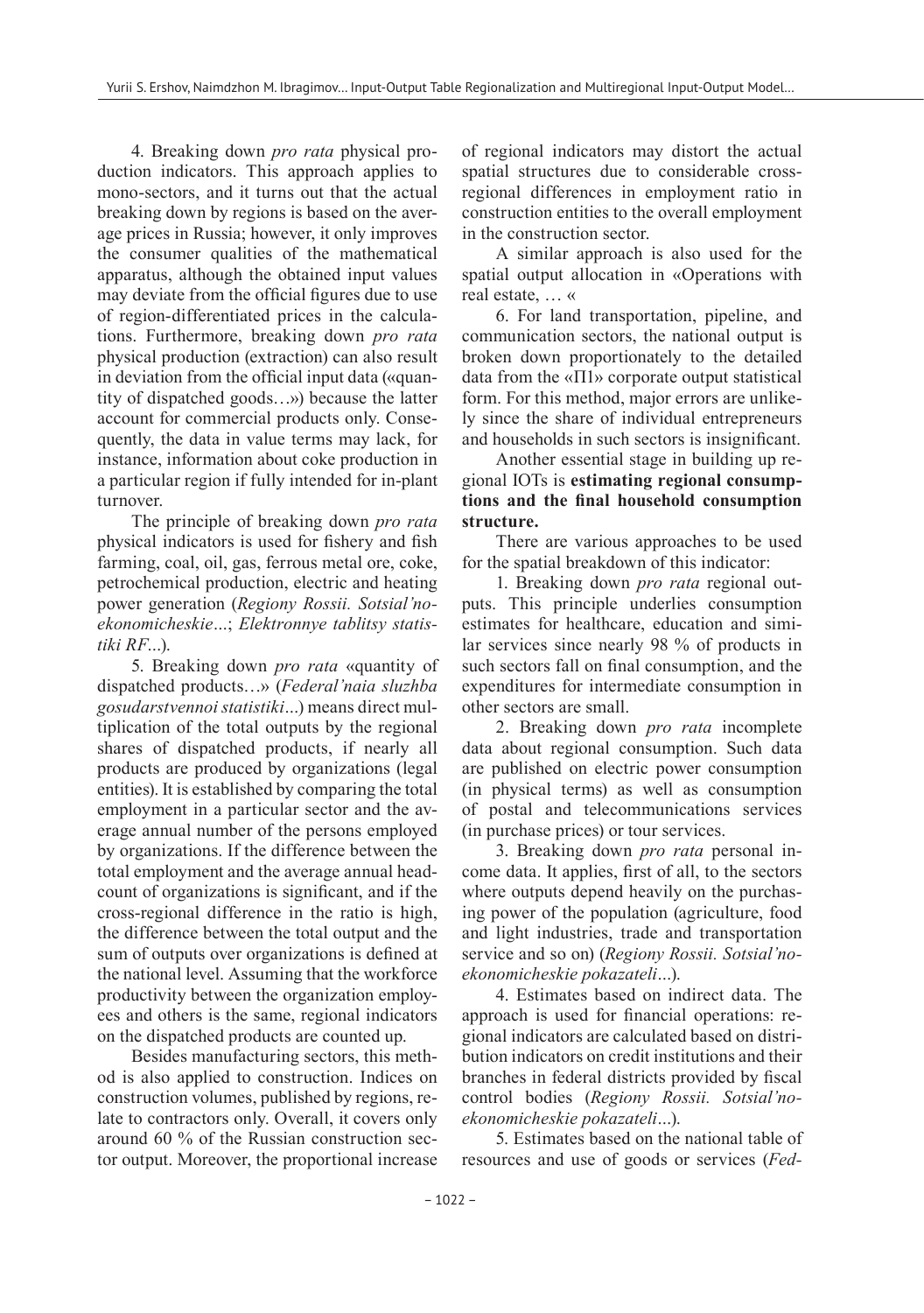4. Breaking down *pro rata* physical production indicators. This approach applies to mono-sectors, and it turns out that the actual breaking down by regions is based on the average prices in Russia; however, it only improves the consumer qualities of the mathematical apparatus, although the obtained input values may deviate from the official figures due to use of region-differentiated prices in the calculations. Furthermore, breaking down *pro rata* physical production (extraction) can also result in deviation from the official input data («quantity of dispatched goods…») because the latter account for commercial products only. Consequently, the data in value terms may lack, for instance, information about coke production in a particular region if fully intended for in-plant turnover.

The principle of breaking down *pro rata* physical indicators is used for fishery and fish farming, coal, oil, gas, ferrous metal ore, coke, petrochemical production, electric and heating power generation (*Regiony Rossii. Sotsial'no-ekonomicheskie*…; *Elektronnye tablitsy statistiki RF*...).

5. Breaking down *pro rata* «quantity of dispatched products…» (*Federal'naia sluzhba gosudarstvennoi statistiki*...) means direct multiplication of the total outputs by the regional shares of dispatched products, if nearly all products are produced by organizations (legal entities). It is established by comparing the total employment in a particular sector and the average annual number of the persons employed by organizations. If the difference between the total employment and the average annual headcount of organizations is significant, and if the cross-regional difference in the ratio is high, the difference between the total output and the sum of outputs over organizations is defined at the national level. Assuming that the workforce productivity between the organization employees and others is the same, regional indicators on the dispatched products are counted up.

Besides manufacturing sectors, this method is also applied to construction. Indices on construction volumes, published by regions, relate to contractors only. Overall, it covers only around 60 % of the Russian construction sector output. Moreover, the proportional increase of regional indicators may distort the actual spatial structures due to considerable cross-regional differences in employment ratio in construction entities to the overall employment in the construction sector.

A similar approach is also used for the spatial output allocation in «Operations with real estate, … «

6. For land transportation, pipeline, and communication sectors, the national output is broken down proportionately to the detailed data from the «П1» corporate output statistical form. For this method, major errors are unlikely since the share of individual entrepreneurs and households in such sectors is insignificant.

Another essential stage in building up regional IOTs is **estimating regional consumptions and the final household consumption structure.**

There are various approaches to be used for the spatial breakdown of this indicator:

1. Breaking down *pro rata* regional outputs. This principle underlies consumption estimates for healthcare, education and similar services since nearly 98 % of products in such sectors fall on final consumption, and the expenditures for intermediate consumption in other sectors are small.

2. Breaking down *pro rata* incomplete data about regional consumption. Such data are published on electric power consumption (in physical terms) as well as consumption of postal and telecommunications services (in purchase prices) or tour services.

3. Breaking down *pro rata* personal income data. It applies, first of all, to the sectors where outputs depend heavily on the purchasing power of the population (agriculture, food and light industries, trade and transportation service and so on) (*Regiony Rossii. Sotsial'no-ekonomicheskie pokazateli*...).

4. Estimates based on indirect data. The approach is used for financial operations: regional indicators are calculated based on distribution indicators on credit institutions and their branches in federal districts provided by fiscal control bodies (*Regiony Rossii. Sotsial'no-ekonomicheskie pokazateli*...).

5. Estimates based on the national table of resources and use of goods or services (*Fed-*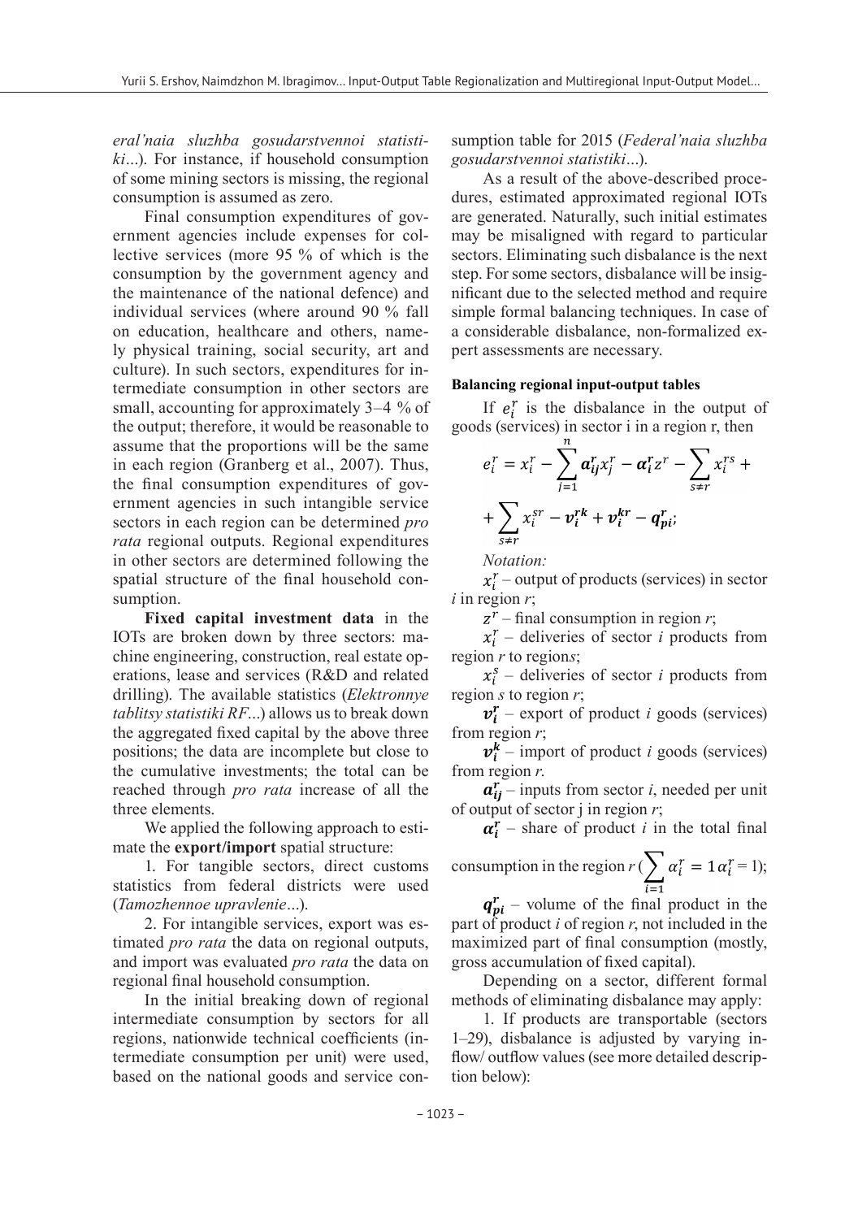*eral'naia sluzhba gosudarstvennoi statistiki*...). For instance, if household consumption of some mining sectors is missing, the regional consumption is assumed as zero.

Final consumption expenditures of government agencies include expenses for collective services (more 95 % of which is the consumption by the government agency and the maintenance of the national defence) and individual services (where around 90 % fall on education, healthcare and others, namely physical training, social security, art and culture). In such sectors, expenditures for intermediate consumption in other sectors are small, accounting for approximately 3–4 % of the output; therefore, it would be reasonable to assume that the proportions will be the same in each region (Granberg et al., 2007). Thus, the final consumption expenditures of government agencies in such intangible service sectors in each region can be determined *pro rata* regional outputs. Regional expenditures in other sectors are determined following the spatial structure of the final household consumption.

**Fixed capital investment data** in the IOTs are broken down by three sectors: machine engineering, construction, real estate operations, lease and services (R&D and related drilling). The available statistics (*Elektronnye tablitsy statistiki RF*...) allows us to break down the aggregated fixed capital by the above three positions; the data are incomplete but close to the cumulative investments; the total can be reached through *pro rata* increase of all the three elements.

We applied the following approach to estimate the **export/import** spatial structure:

1. For tangible sectors, direct customs statistics from federal districts were used (*Tamozhennoe upravlenie*...).

2. For intangible services, export was estimated *pro rata* the data on regional outputs, and import was evaluated *pro rata* the data on regional final household consumption.

In the initial breaking down of regional intermediate consumption by sectors for all regions, nationwide technical coefficients (intermediate consumption per unit) were used, based on the national goods and service consumption table for 2015 (*Federal'naia sluzhba gosudarstvennoi statistiki*...).

As a result of the above-described procedures, estimated approximated regional IOTs are generated. Naturally, such initial estimates may be misaligned with regard to particular sectors. Eliminating such disbalance is the next step. For some sectors, disbalance will be insignificant due to the selected method and require simple formal balancing techniques. In case of a considerable disbalance, non-formalized expert assessments are necessary.

**Balancing regional input-output tables**

If $e_i^r$ is the disbalance in the output of goods (services) in sector i in a region r, then

$$e_i^r = x_i^r - \sum_{j=1}^{n} \boldsymbol{a_{ij}^r} x_j^r - \boldsymbol{\alpha_i^r} z^r - \sum_{s \neq r} x_i^{rs} + \sum_{s \neq r} x_i^{sr} - \boldsymbol{v_i^{rk}} + \boldsymbol{v_i^{kr}} - \boldsymbol{q_{pi}^r};$$

*Notation:*

$x_i^r$ – output of products (services) in sector $i$ in region $r$;

$z^r$ – final consumption in region $r$;

$x_i^r$ – deliveries of sector $i$ products from region $r$ to region$s$;

$x_i^s$ – deliveries of sector $i$ products from region $s$ to region $r$;

$\boldsymbol{v_i^r}$ – export of product $i$ goods (services) from region $r$;

$\boldsymbol{v_i^k}$ – import of product $i$ goods (services) from region $r$.

$\boldsymbol{a_{ij}^r}$ – inputs from sector $i$, needed per unit of output of sector j in region $r$;

$\boldsymbol{\alpha_i^r}$ – share of product $i$ in the total final consumption in the region $r$ ($\sum_{i=1} \alpha_i^r = 1 \alpha_i^r = 1$);

$\boldsymbol{q_{pi}^r}$ – volume of the final product in the part of product $i$ of region $r$, not included in the maximized part of final consumption (mostly, gross accumulation of fixed capital).

Depending on a sector, different formal methods of eliminating disbalance may apply:

1. If products are transportable (sectors 1–29), disbalance is adjusted by varying inflow/ outflow values (see more detailed description below):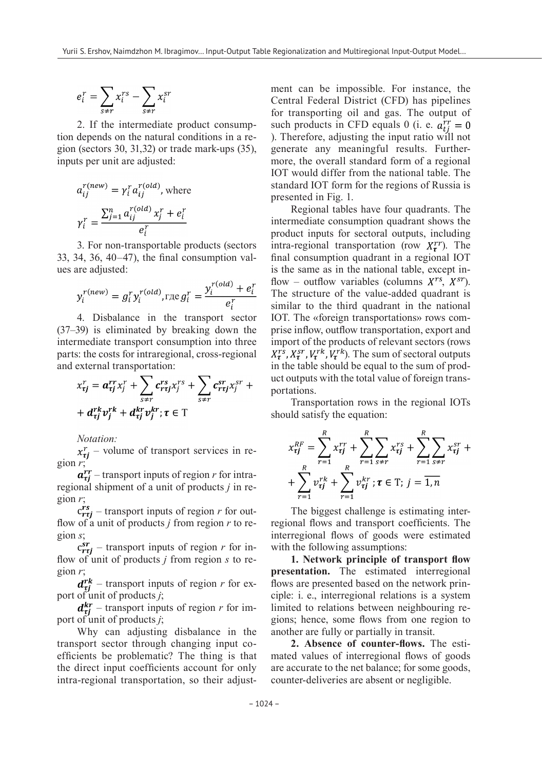$$e_i^r = \sum_{s \neq r} x_i^{rs} - \sum_{s \neq r} x_i^{sr}$$

2. If the intermediate product consumption depends on the natural conditions in a region (sectors 30, 31,32) or trade mark-ups (35), inputs per unit are adjusted:

$$a_{ij}^{r(new)} = \gamma_i^r a_{ij}^{r(old)}, \text{ where}$$

$$\gamma_i^r = \frac{\sum_{j=1}^{n} a_{ij}^{r(old)} x_j^r + e_i^r}{e_i^r}$$

3. For non-transportable products (sectors 33, 34, 36, 40–47), the final consumption values are adjusted:

$$y_i^{r(new)} = g_i^r y_i^{r(old)}, \text{где } g_i^r = \frac{y_i^{r(old)} + e_i^r}{e_i^r}$$

4. Disbalance in the transport sector (37–39) is eliminated by breaking down the intermediate transport consumption into three parts: the costs for intraregional, cross-regional and external transportation:

$$x_{\tau j}^r = \boldsymbol{a}_{\tau j}^{rr} x_j^r + \sum_{s \neq r} \boldsymbol{c}_{r\tau j}^{rs} x_j^{rs} + \sum_{s \neq r} \boldsymbol{c}_{r\tau j}^{sr} x_j^{sr} + \\ + \boldsymbol{d}_{\tau j}^{rk} \boldsymbol{v}_j^{rk} + \boldsymbol{d}_{\tau j}^{kr} \boldsymbol{v}_j^{kr}; \boldsymbol{\tau} \in \mathrm{T}$$

*Notation:*

$x_{\tau j}^r$ – volume of transport services in region $r$;

$\boldsymbol{a}_{\tau j}^{rr}$ – transport inputs of region $r$ for intraregional shipment of a unit of products $j$ in region $r$;

$c_{r\tau j}^{rs}$ – transport inputs of region $r$ for outflow of a unit of products $j$ from region $r$ to region $s$;

$c_{r\tau j}^{sr}$ – transport inputs of region $r$ for inflow of unit of products $j$ from region $s$ to region $r$;

$\boldsymbol{d}_{\tau j}^{rk}$ – transport inputs of region $r$ for export of unit of products $j$;

$\boldsymbol{d}_{\tau j}^{kr}$ – transport inputs of region $r$ for import of unit of products $j$;

Why can adjusting disbalance in the transport sector through changing input coefficients be problematic? The thing is that the direct input coefficients account for only intra-regional transportation, so their adjustment can be impossible. For instance, the Central Federal District (CFD) has pipelines for transporting oil and gas. The output of such products in CFD equals 0 (i. e. $a_{tj}^{rr} = 0$ ). Therefore, adjusting the input ratio will not generate any meaningful results. Furthermore, the overall standard form of a regional IOT would differ from the national table. The standard IOT form for the regions of Russia is presented in Fig. 1.

Regional tables have four quadrants. The intermediate consumption quadrant shows the product inputs for sectoral outputs, including intra-regional transportation (row $X_{\boldsymbol{\tau}}^{rr}$). The final consumption quadrant in a regional IOT is the same as in the national table, except inflow – outflow variables (columns $X^{rs}$, $X^{sr}$). The structure of the value-added quadrant is similar to the third quadrant in the national IOT. The «foreign transportations» rows comprise inflow, outflow transportation, export and import of the products of relevant sectors (rows $X_{\tau}^{rs}, X_{\tau}^{sr}, V_{\tau}^{rk}, V_{\tau}^{rk}$). The sum of sectoral outputs in the table should be equal to the sum of product outputs with the total value of foreign transportations.

Transportation rows in the regional IOTs should satisfy the equation:

$$x_{\tau j}^{RF} = \sum_{r=1}^{R} x_{\tau j}^{rr} + \sum_{r=1}^{R} \sum_{s \neq r} x_{\tau j}^{rs} + \sum_{r=1}^{R} \sum_{s \neq r} x_{\tau j}^{sr} + \\ + \sum_{r=1}^{R} v_{\tau j}^{rk} + \sum_{r=1}^{R} v_{\tau j}^{kr}; \boldsymbol{\tau} \in \mathrm{T};\ j = \overline{1, n}$$

The biggest challenge is estimating interregional flows and transport coefficients. The interregional flows of goods were estimated with the following assumptions:

**1. Network principle of transport flow presentation.** The estimated interregional flows are presented based on the network principle: i. e., interregional relations is a system limited to relations between neighbouring regions; hence, some flows from one region to another are fully or partially in transit.

**2. Absence of counter-flows.** The estimated values of interregional flows of goods are accurate to the net balance; for some goods, counter-deliveries are absent or negligible.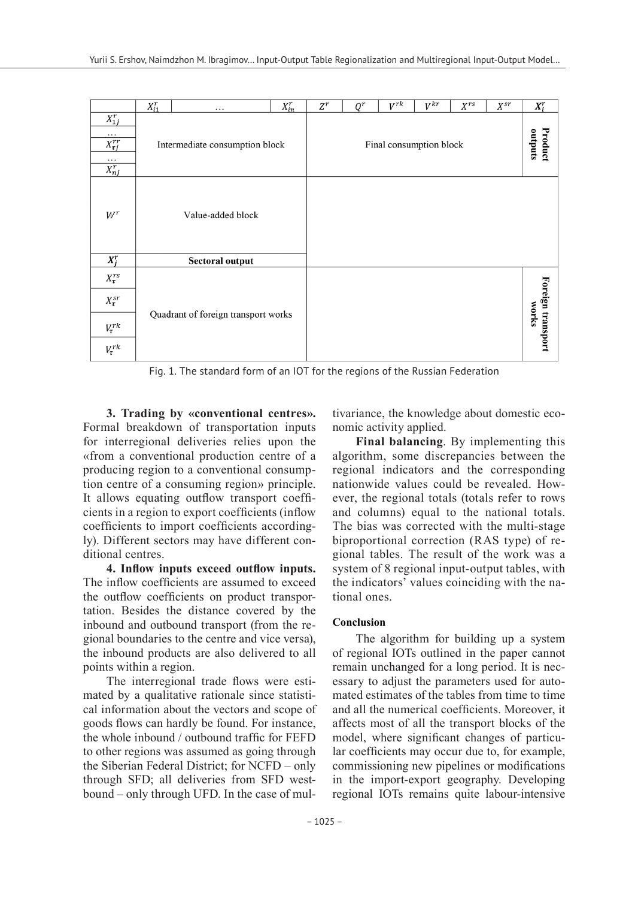| | $X_{i1}^r$ | … | $X_{in}^r$ | $Z^r$ | $Q^r$ | $V^{rk}$ | $V^{kr}$ | $X^{rs}$ | $X^{sr}$ | $X_i^r$ |
|---|---|---|---|---|---|---|---|---|---|---|
| $X_{1j}^r$ … $X_{\tau j}^{rr}$ … $X_{nj}^r$ | Intermediate consumption block | | | Final consumption block | | | | | | Product outputs |
| $W^r$ | Value-added block | | | | | | | | | |
| $X_j^r$ | **Sectoral output** | | | | | | | | | |
| $X_\tau^{rs}$ $X_\tau^{sr}$ $V_\tau^{rk}$ $V_\tau^{rk}$ | Quadrant of foreign transport works | | | | | | | | | Foreign transport works |

Fig. 1. The standard form of an IOT for the regions of the Russian Federation

**3. Trading by «conventional centres».** Formal breakdown of transportation inputs for interregional deliveries relies upon the «from a conventional production centre of a producing region to a conventional consumption centre of a consuming region» principle. It allows equating outflow transport coefficients in a region to export coefficients (inflow coefficients to import coefficients accordingly). Different sectors may have different conditional centres.

**4. Inflow inputs exceed outflow inputs.** The inflow coefficients are assumed to exceed the outflow coefficients on product transportation. Besides the distance covered by the inbound and outbound transport (from the regional boundaries to the centre and vice versa), the inbound products are also delivered to all points within a region.

The interregional trade flows were estimated by a qualitative rationale since statistical information about the vectors and scope of goods flows can hardly be found. For instance, the whole inbound / outbound traffic for FEFD to other regions was assumed as going through the Siberian Federal District; for NCFD – only through SFD; all deliveries from SFD westbound – only through UFD. In the case of multivariance, the knowledge about domestic economic activity applied.

**Final balancing**. By implementing this algorithm, some discrepancies between the regional indicators and the corresponding nationwide values could be revealed. However, the regional totals (totals refer to rows and columns) equal to the national totals. The bias was corrected with the multi-stage biproportional correction (RAS type) of regional tables. The result of the work was a system of 8 regional input-output tables, with the indicators' values coinciding with the national ones.

## Conclusion

The algorithm for building up a system of regional IOTs outlined in the paper cannot remain unchanged for a long period. It is necessary to adjust the parameters used for automated estimates of the tables from time to time and all the numerical coefficients. Moreover, it affects most of all the transport blocks of the model, where significant changes of particular coefficients may occur due to, for example, commissioning new pipelines or modifications in the import-export geography. Developing regional IOTs remains quite labour-intensive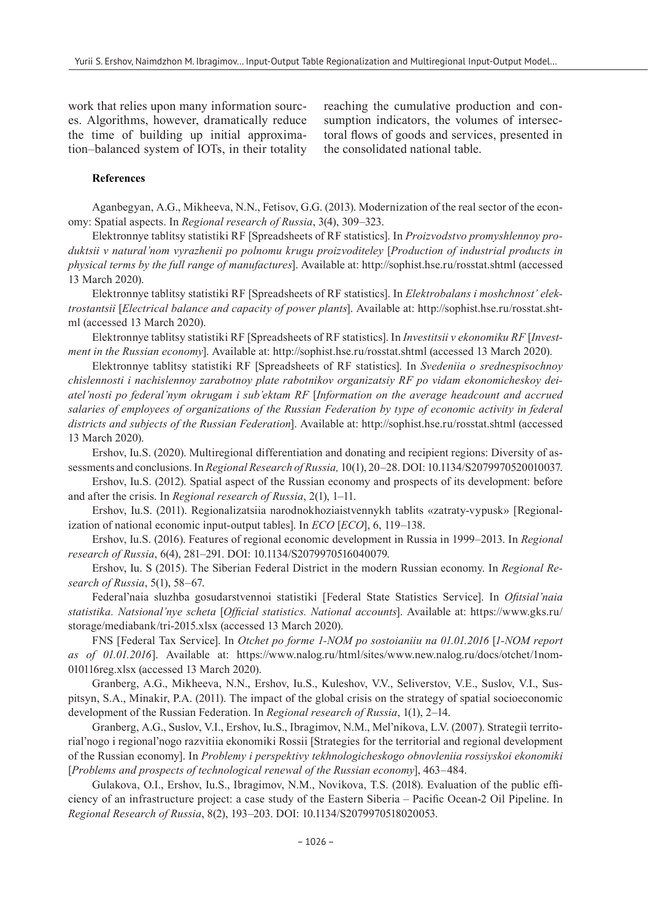work that relies upon many information sources. Algorithms, however, dramatically reduce the time of building up initial approximation–balanced system of IOTs, in their totality reaching the cumulative production and consumption indicators, the volumes of intersectoral flows of goods and services, presented in the consolidated national table.

**References**

Aganbegyan, A.G., Mikheeva, N.N., Fetisov, G.G. (2013). Modernization of the real sector of the economy: Spatial aspects. In *Regional research of Russia*, 3(4), 309–323.

Elektronnye tablitsy statistiki RF [Spreadsheets of RF statistics]. In *Proizvodstvo promyshlennoy produktsii v natural'nom vyrazhenii po polnomu krugu proizvoditeley* [*Production of industrial products in physical terms by the full range of manufactures*]. Available at: http://sophist.hse.ru/rosstat.shtml (accessed 13 March 2020).

Elektronnye tablitsy statistiki RF [Spreadsheets of RF statistics]. In *Elektrobalans i moshchnost' elektrostantsii* [*Electrical balance and capacity of power plants*]. Available at: http://sophist.hse.ru/rosstat.shtml (accessed 13 March 2020).

Elektronnye tablitsy statistiki RF [Spreadsheets of RF statistics]. In *Investitsii v ekonomiku RF* [*Investment in the Russian economy*]. Available at: http://sophist.hse.ru/rosstat.shtml (accessed 13 March 2020).

Elektronnye tablitsy statistiki RF [Spreadsheets of RF statistics]. In *Svedeniia o srednespisochnoy chislennosti i nachislennoy zarabotnoy plate rabotnikov organizatsiy RF po vidam ekonomicheskoy deiatel'nosti po federal'nym okrugam i sub'ektam RF* [*Information on the average headcount and accrued salaries of employees of organizations of the Russian Federation by type of economic activity in federal districts and subjects of the Russian Federation*]. Available at: http://sophist.hse.ru/rosstat.shtml (accessed 13 March 2020).

Ershov, Iu.S. (2020). Multiregional differentiation and donating and recipient regions: Diversity of assessments and conclusions. In *Regional Research of Russia,* 10(1), 20–28. DOI: 10.1134/S2079970520010037.

Ershov, Iu.S. (2012). Spatial aspect of the Russian economy and prospects of its development: before and after the crisis. In *Regional research of Russia*, 2(1), 1–11.

Ershov, Iu.S. (2011). Regionalizatsiia narodnokhoziaistvennykh tablits «zatraty-vypusk» [Regionalization of national economic input-output tables]. In *ECO* [*ECO*], 6, 119–138.

Ershov, Iu.S. (2016). Features of regional economic development in Russia in 1999–2013. In *Regional research of Russia*, 6(4), 281–291. DOI: 10.1134/S2079970516040079.

Ershov, Iu. S (2015). The Siberian Federal District in the modern Russian economy. In *Regional Research of Russia*, 5(1), 58–67.

Federal'naia sluzhba gosudarstvennoi statistiki [Federal State Statistics Service]. In *Ofitsial'naia statistika. Natsional'nye scheta* [*Official statistics. National accounts*]. Available at: https://www.gks.ru/storage/mediabank/tri-2015.xlsx (accessed 13 March 2020).

FNS [Federal Tax Service]. In *Otchet po forme 1-NOM po sostoianiiu na 01.01.2016* [*1-NOM report as of 01.01.2016*]. Available at: https://www.nalog.ru/html/sites/www.new.nalog.ru/docs/otchet/1nom-010116reg.xlsx (accessed 13 March 2020).

Granberg, A.G., Mikheeva, N.N., Ershov, Iu.S., Kuleshov, V.V., Seliverstov, V.E., Suslov, V.I., Suspitsyn, S.A., Minakir, P.A. (2011). The impact of the global crisis on the strategy of spatial socioeconomic development of the Russian Federation. In *Regional research of Russia*, 1(1), 2–14.

Granberg, A.G., Suslov, V.I., Ershov, Iu.S., Ibragimov, N.M., Mel'nikova, L.V. (2007). Strategii territorial'nogo i regional'nogo razvitiia ekonomiki Rossii [Strategies for the territorial and regional development of the Russian economy]. In *Problemy i perspektivy tekhnologicheskogo obnovleniia rossiyskoi ekonomiki* [*Problems and prospects of technological renewal of the Russian economy*], 463–484.

Gulakova, O.I., Ershov, Iu.S., Ibragimov, N.M., Novikova, T.S. (2018). Evaluation of the public efficiency of an infrastructure project: a case study of the Eastern Siberia – Pacific Ocean-2 Oil Pipeline. In *Regional Research of Russia*, 8(2), 193–203. DOI: 10.1134/S2079970518020053.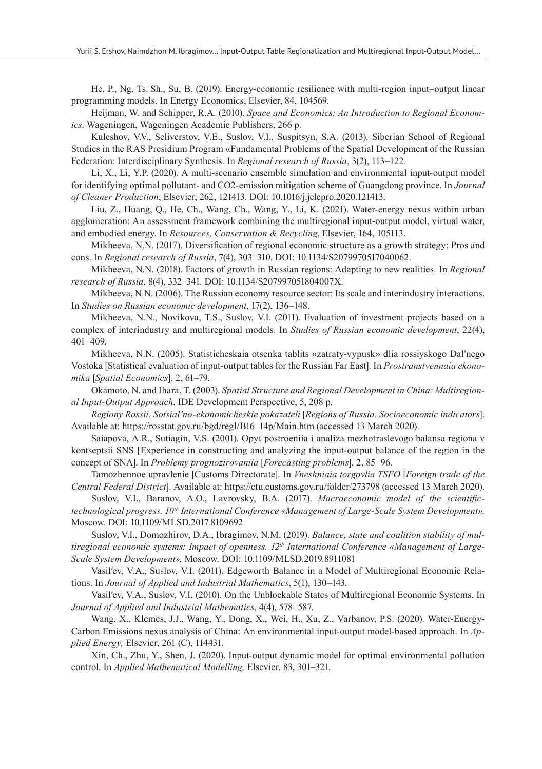He, P., Ng, Ts. Sh., Su, B. (2019). Energy-economic resilience with multi-region input–output linear programming models. In Energy Economics, Elsevier, 84, 104569.

Heijman, W. and Schipper, R.A. (2010). *Space and Economics: An Introduction to Regional Economics*. Wageningen, Wageningen Academic Publishers, 266 p.

Kuleshov, V.V., Seliverstov, V.E., Suslov, V.I., Suspitsyn, S.A. (2013). Siberian School of Regional Studies in the RAS Presidium Program «Fundamental Problems of the Spatial Development of the Russian Federation: Interdisciplinary Synthesis. In *Regional research of Russia*, 3(2), 113–122.

Li, X., Li, Y.P. (2020). A multi-scenario ensemble simulation and environmental input-output model for identifying optimal pollutant- and CO2-emission mitigation scheme of Guangdong province. In *Journal of Cleaner Production*, Elsevier, 262, 121413. DOI: 10.1016/j.jclepro.2020.121413.

Liu, Z., Huang, Q., He, Ch., Wang, Ch., Wang, Y., Li, K. (2021). Water-energy nexus within urban agglomeration: An assessment framework combining the multiregional input-output model, virtual water, and embodied energy. In *Resources, Conservation & Recycling*, Elsevier, 164, 105113.

Mikheeva, N.N. (2017). Diversification of regional economic structure as a growth strategy: Pros and cons. In *Regional research of Russia*, 7(4), 303–310. DOI: 10.1134/S2079970517040062.

Mikheeva, N.N. (2018). Factors of growth in Russian regions: Adapting to new realities. In *Regional research of Russia*, 8(4), 332–341. DOI: 10.1134/S207997051804007X.

Mikheeva, N.N. (2006). The Russian economy resource sector: Its scale and interindustry interactions. In *Studies on Russian economic development*, 17(2), 136–148.

Mikheeva, N.N., Novikova, T.S., Suslov, V.I. (2011). Evaluation of investment projects based on a complex of interindustry and multiregional models. In *Studies of Russian economic development*, 22(4), 401–409.

Mikheeva, N.N. (2005). Statisticheskaia otsenka tablits «zatraty-vypusk» dlia rossiyskogo Dal'nego Vostoka [Statistical evaluation of input-output tables for the Russian Far East]. In *Prostranstvennaia ekonomika* [*Spatial Economics*], 2, 61–79.

Okamoto, N. and Ihara, T. (2003). *Spatial Structure and Regional Development in China: Multiregional Input-Output Approach*. IDE Development Perspective, 5, 208 p.

*Regiony Rossii. Sotsial'no-ekonomicheskie pokazateli* [*Regions of Russia. Socioeconomic indicators*]. Available at: https://rosstat.gov.ru/bgd/regl/B16_14p/Main.htm (accessed 13 March 2020).

Saiapova, A.R., Sutiagin, V.S. (2001). Opyt postroeniia i analiza mezhotraslevogo balansa regiona v kontseptsii SNS [Experience in constructing and analyzing the input-output balance of the region in the concept of SNA]. In *Problemy prognozirovaniia* [*Forecasting problems*], 2, 85–96.

Tamozhennoe upravlenie [Customs Directorate]. In *Vneshniaia torgovlia TSFO* [*Foreign trade of the Central Federal District*]. Available at: https://ctu.customs.gov.ru/folder/273798 (accessed 13 March 2020).

Suslov, V.I., Baranov, A.O., Lavrovsky, B.A. (2017). *Macroeconomic model of the scientific-technological progress. 10th International Conference «Management of Large-Scale System Development».* Moscow. DOI: 10.1109/MLSD.2017.8109692

Suslov, V.I., Domozhirov, D.A., Ibragimov, N.M. (2019). *Balance, state and coalition stability of multiregional economic systems: Impact of openness. 12th International Conference «Management of Large-Scale System Development».* Moscow. DOI: 10.1109/MLSD.2019.8911081

Vasil'ev, V.A., Suslov, V.I. (2011). Edgeworth Balance in a Model of Multiregional Economic Relations. In *Journal of Applied and Industrial Mathematics*, 5(1), 130–143.

Vasil'ev, V.A., Suslov, V.I. (2010). On the Unblockable States of Multiregional Economic Systems. In *Journal of Applied and Industrial Mathematics*, 4(4), 578–587.

Wang, X., Klemes, J.J., Wang, Y., Dong, X., Wei, H., Xu, Z., Varbanov, P.S. (2020). Water-Energy-Carbon Emissions nexus analysis of China: An environmental input-output model-based approach. In *Applied Energy,* Elsevier, 261 (C), 114431.

Xin, Ch., Zhu, Y., Shen, J. (2020). Input-output dynamic model for optimal environmental pollution control. In *Applied Mathematical Modelling,* Elsevier. 83, 301–321.